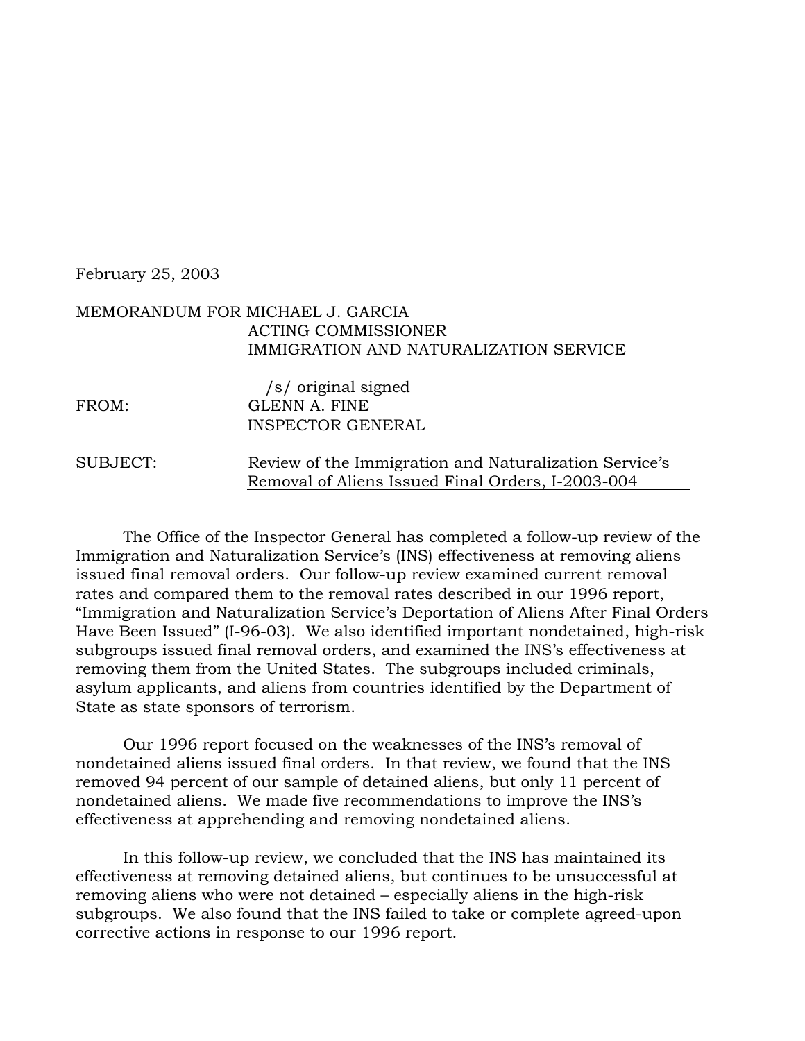February 25, 2003

MEMORANDUM FOR MICHAEL J. GARCIA
ACTING COMMISSIONER
IMMIGRATION AND NATURALIZATION SERVICE

FROM: /s/ original signed
GLENN A. FINE
INSPECTOR GENERAL

SUBJECT: Review of the Immigration and Naturalization Service's Removal of Aliens Issued Final Orders, I-2003-004

The Office of the Inspector General has completed a follow-up review of the Immigration and Naturalization Service's (INS) effectiveness at removing aliens issued final removal orders. Our follow-up review examined current removal rates and compared them to the removal rates described in our 1996 report, "Immigration and Naturalization Service's Deportation of Aliens After Final Orders Have Been Issued" (I-96-03). We also identified important nondetained, high-risk subgroups issued final removal orders, and examined the INS's effectiveness at removing them from the United States. The subgroups included criminals, asylum applicants, and aliens from countries identified by the Department of State as state sponsors of terrorism.

Our 1996 report focused on the weaknesses of the INS's removal of nondetained aliens issued final orders. In that review, we found that the INS removed 94 percent of our sample of detained aliens, but only 11 percent of nondetained aliens. We made five recommendations to improve the INS's effectiveness at apprehending and removing nondetained aliens.

In this follow-up review, we concluded that the INS has maintained its effectiveness at removing detained aliens, but continues to be unsuccessful at removing aliens who were not detained – especially aliens in the high-risk subgroups. We also found that the INS failed to take or complete agreed-upon corrective actions in response to our 1996 report.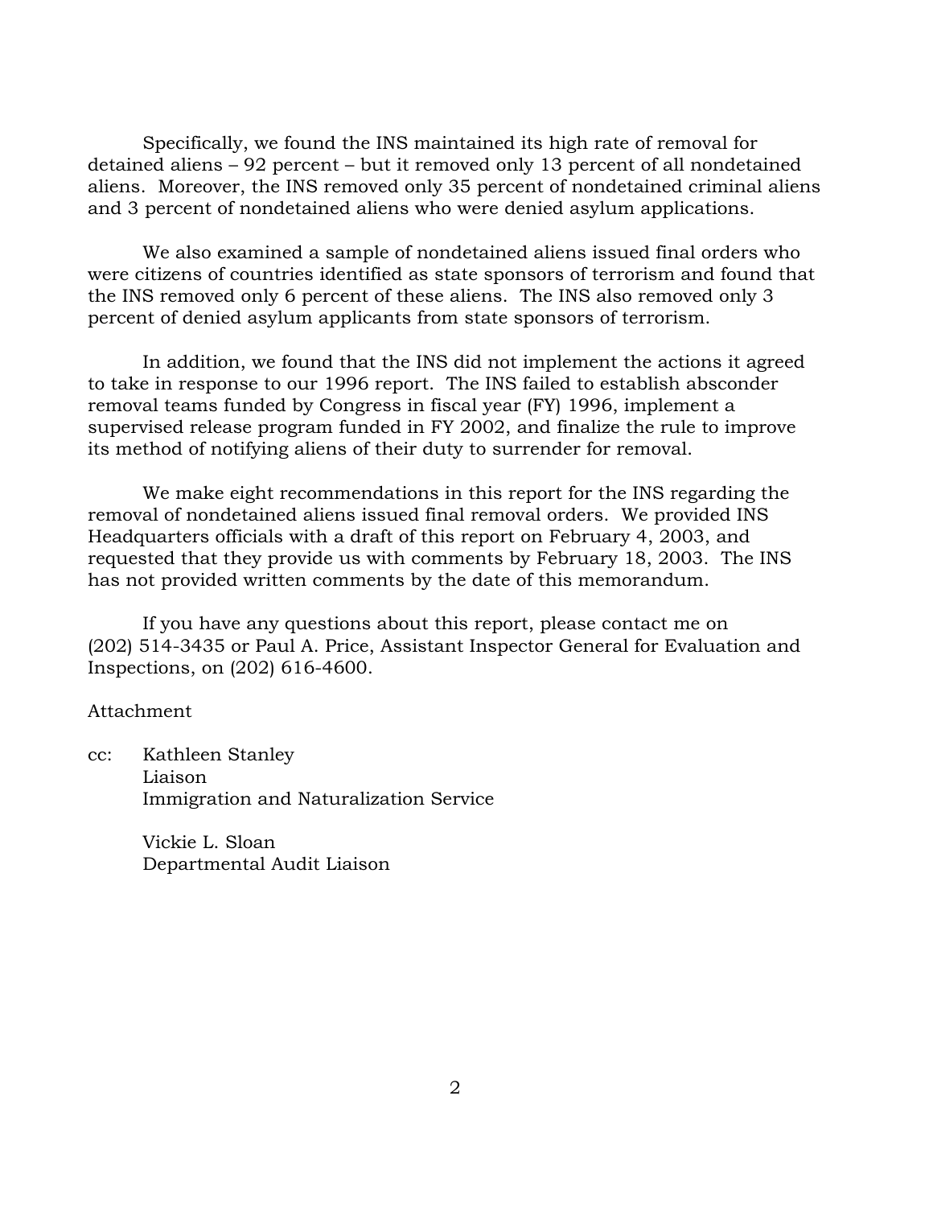Specifically, we found the INS maintained its high rate of removal for detained aliens – 92 percent – but it removed only 13 percent of all nondetained aliens. Moreover, the INS removed only 35 percent of nondetained criminal aliens and 3 percent of nondetained aliens who were denied asylum applications.

We also examined a sample of nondetained aliens issued final orders who were citizens of countries identified as state sponsors of terrorism and found that the INS removed only 6 percent of these aliens. The INS also removed only 3 percent of denied asylum applicants from state sponsors of terrorism.

In addition, we found that the INS did not implement the actions it agreed to take in response to our 1996 report. The INS failed to establish absconder removal teams funded by Congress in fiscal year (FY) 1996, implement a supervised release program funded in FY 2002, and finalize the rule to improve its method of notifying aliens of their duty to surrender for removal.

We make eight recommendations in this report for the INS regarding the removal of nondetained aliens issued final removal orders. We provided INS Headquarters officials with a draft of this report on February 4, 2003, and requested that they provide us with comments by February 18, 2003. The INS has not provided written comments by the date of this memorandum.

If you have any questions about this report, please contact me on (202) 514-3435 or Paul A. Price, Assistant Inspector General for Evaluation and Inspections, on (202) 616-4600.

Attachment

cc: Kathleen Stanley
Liaison
Immigration and Naturalization Service

Vickie L. Sloan
Departmental Audit Liaison